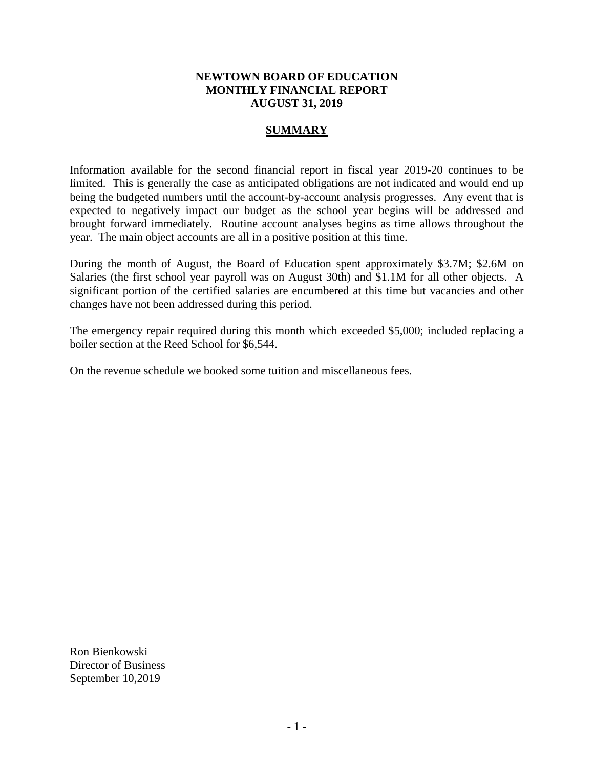# NEWTOWN BOARD OF EDUCATION
## MONTHLY FINANCIAL REPORT
## AUGUST 31, 2019

## SUMMARY

Information available for the second financial report in fiscal year 2019-20 continues to be limited. This is generally the case as anticipated obligations are not indicated and would end up being the budgeted numbers until the account-by-account analysis progresses. Any event that is expected to negatively impact our budget as the school year begins will be addressed and brought forward immediately. Routine account analyses begins as time allows throughout the year. The main object accounts are all in a positive position at this time.

During the month of August, the Board of Education spent approximately $3.7M; $2.6M on Salaries (the first school year payroll was on August 30th) and $1.1M for all other objects. A significant portion of the certified salaries are encumbered at this time but vacancies and other changes have not been addressed during this period.

The emergency repair required during this month which exceeded $5,000; included replacing a boiler section at the Reed School for $6,544.

On the revenue schedule we booked some tuition and miscellaneous fees.

Ron Bienkowski
Director of Business
September 10,2019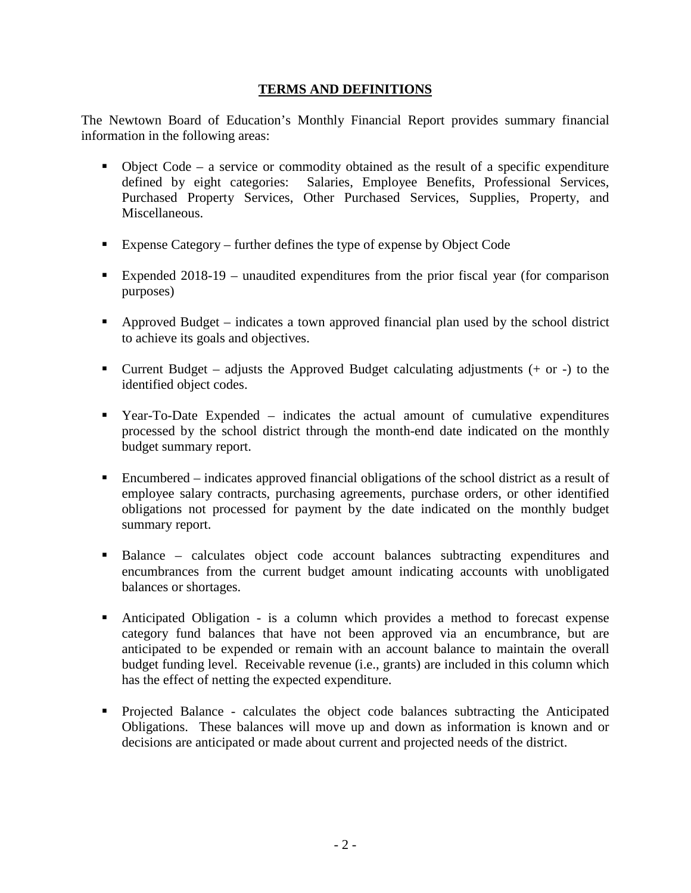# TERMS AND DEFINITIONS

The Newtown Board of Education's Monthly Financial Report provides summary financial information in the following areas:

- Object Code – a service or commodity obtained as the result of a specific expenditure defined by eight categories: Salaries, Employee Benefits, Professional Services, Purchased Property Services, Other Purchased Services, Supplies, Property, and Miscellaneous.

- Expense Category – further defines the type of expense by Object Code

- Expended 2018-19 – unaudited expenditures from the prior fiscal year (for comparison purposes)

- Approved Budget – indicates a town approved financial plan used by the school district to achieve its goals and objectives.

- Current Budget – adjusts the Approved Budget calculating adjustments (+ or -) to the identified object codes.

- Year-To-Date Expended – indicates the actual amount of cumulative expenditures processed by the school district through the month-end date indicated on the monthly budget summary report.

- Encumbered – indicates approved financial obligations of the school district as a result of employee salary contracts, purchasing agreements, purchase orders, or other identified obligations not processed for payment by the date indicated on the monthly budget summary report.

- Balance – calculates object code account balances subtracting expenditures and encumbrances from the current budget amount indicating accounts with unobligated balances or shortages.

- Anticipated Obligation - is a column which provides a method to forecast expense category fund balances that have not been approved via an encumbrance, but are anticipated to be expended or remain with an account balance to maintain the overall budget funding level. Receivable revenue (i.e., grants) are included in this column which has the effect of netting the expected expenditure.

- Projected Balance - calculates the object code balances subtracting the Anticipated Obligations. These balances will move up and down as information is known and or decisions are anticipated or made about current and projected needs of the district.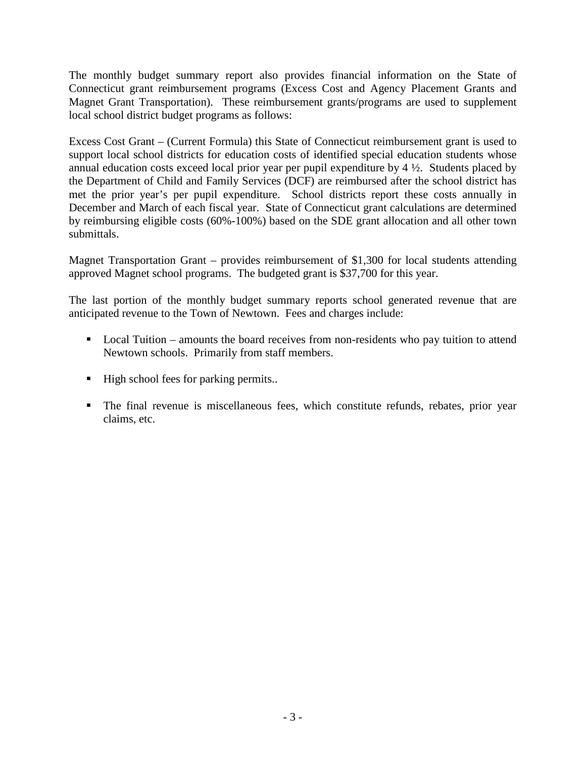The monthly budget summary report also provides financial information on the State of Connecticut grant reimbursement programs (Excess Cost and Agency Placement Grants and Magnet Grant Transportation). These reimbursement grants/programs are used to supplement local school district budget programs as follows:

Excess Cost Grant – (Current Formula) this State of Connecticut reimbursement grant is used to support local school districts for education costs of identified special education students whose annual education costs exceed local prior year per pupil expenditure by 4 ½. Students placed by the Department of Child and Family Services (DCF) are reimbursed after the school district has met the prior year's per pupil expenditure. School districts report these costs annually in December and March of each fiscal year. State of Connecticut grant calculations are determined by reimbursing eligible costs (60%-100%) based on the SDE grant allocation and all other town submittals.

Magnet Transportation Grant – provides reimbursement of $1,300 for local students attending approved Magnet school programs. The budgeted grant is $37,700 for this year.

The last portion of the monthly budget summary reports school generated revenue that are anticipated revenue to the Town of Newtown. Fees and charges include:

- Local Tuition – amounts the board receives from non-residents who pay tuition to attend Newtown schools. Primarily from staff members.
- High school fees for parking permits..
- The final revenue is miscellaneous fees, which constitute refunds, rebates, prior year claims, etc.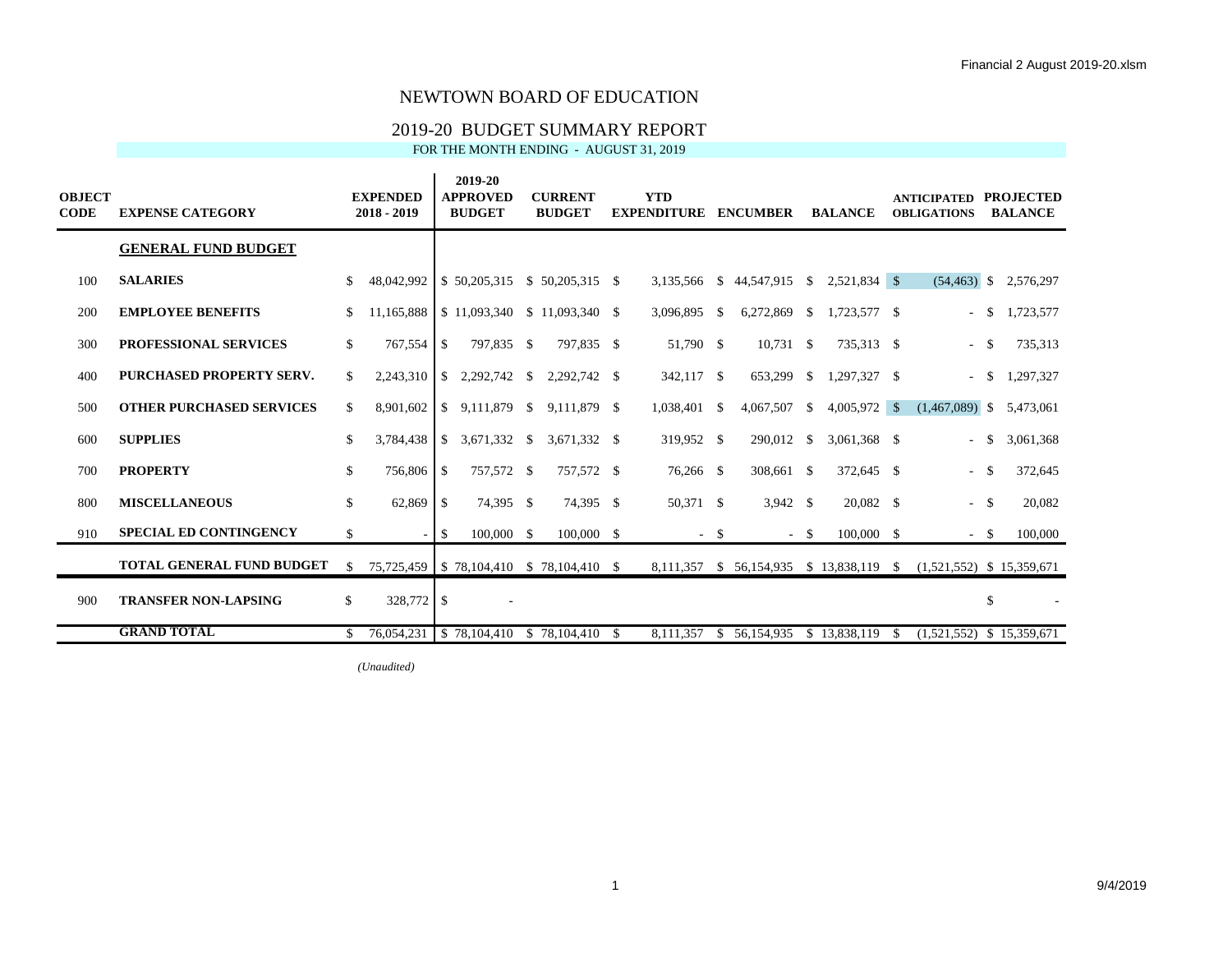# NEWTOWN BOARD OF EDUCATION

## 2019-20 BUDGET SUMMARY REPORT

FOR THE MONTH ENDING - AUGUST 31, 2019

| OBJECT CODE | EXPENSE CATEGORY | EXPENDED 2018 - 2019 | 2019-20 APPROVED BUDGET | CURRENT BUDGET | YTD EXPENDITURE | ENCUMBER | BALANCE | ANTICIPATED OBLIGATIONS | PROJECTED BALANCE |
|---|---|---|---|---|---|---|---|---|---|
| | **GENERAL FUND BUDGET** | | | | | | | | |
| 100 | **SALARIES** | $ 48,042,992 | $ 50,205,315 | $ 50,205,315 | $ 3,135,566 | $ 44,547,915 | $ 2,521,834 | $ (54,463) | $ 2,576,297 |
| 200 | **EMPLOYEE BENEFITS** | $ 11,165,888 | $ 11,093,340 | $ 11,093,340 | $ 3,096,895 | $ 6,272,869 | $ 1,723,577 | $ - | $ 1,723,577 |
| 300 | **PROFESSIONAL SERVICES** | $ 767,554 | $ 797,835 | $ 797,835 | $ 51,790 | $ 10,731 | $ 735,313 | $ - | $ 735,313 |
| 400 | **PURCHASED PROPERTY SERV.** | $ 2,243,310 | $ 2,292,742 | $ 2,292,742 | $ 342,117 | $ 653,299 | $ 1,297,327 | $ - | $ 1,297,327 |
| 500 | **OTHER PURCHASED SERVICES** | $ 8,901,602 | $ 9,111,879 | $ 9,111,879 | $ 1,038,401 | $ 4,067,507 | $ 4,005,972 | $ (1,467,089) | $ 5,473,061 |
| 600 | **SUPPLIES** | $ 3,784,438 | $ 3,671,332 | $ 3,671,332 | $ 319,952 | $ 290,012 | $ 3,061,368 | $ - | $ 3,061,368 |
| 700 | **PROPERTY** | $ 756,806 | $ 757,572 | $ 757,572 | $ 76,266 | $ 308,661 | $ 372,645 | $ - | $ 372,645 |
| 800 | **MISCELLANEOUS** | $ 62,869 | $ 74,395 | $ 74,395 | $ 50,371 | $ 3,942 | $ 20,082 | $ - | $ 20,082 |
| 910 | **SPECIAL ED CONTINGENCY** | $ - | $ 100,000 | $ 100,000 | $ - | $ - | $ 100,000 | $ - | $ 100,000 |
| | **TOTAL GENERAL FUND BUDGET** | $ 75,725,459 | $ 78,104,410 | $ 78,104,410 | $ 8,111,357 | $ 56,154,935 | $ 13,838,119 | $ (1,521,552) | $ 15,359,671 |
| 900 | **TRANSFER NON-LAPSING** | $ 328,772 | $ - | | | | | | $ - |
| | **GRAND TOTAL** | $ 76,054,231 | $ 78,104,410 | $ 78,104,410 | $ 8,111,357 | $ 56,154,935 | $ 13,838,119 | $ (1,521,552) | $ 15,359,671 |

*(Unaudited)*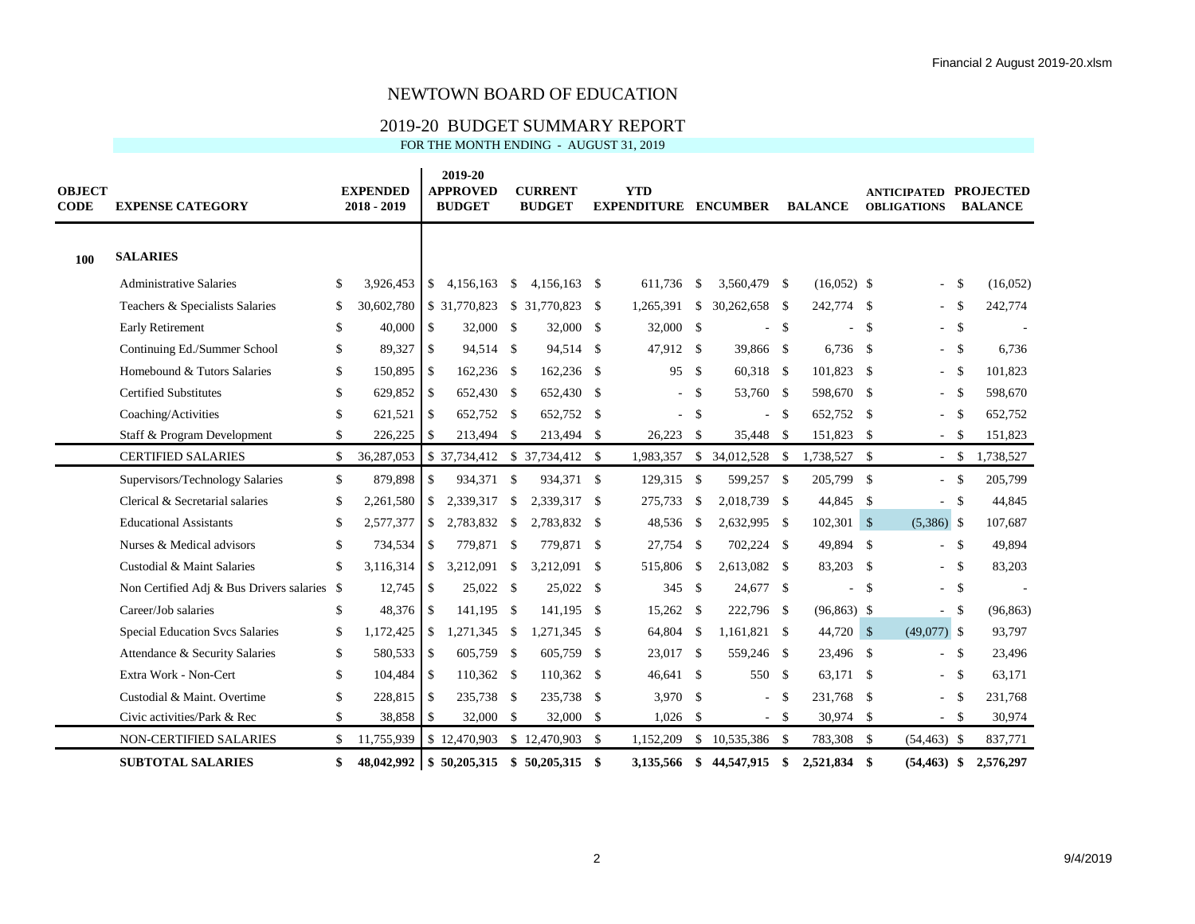# NEWTOWN BOARD OF EDUCATION

## 2019-20 BUDGET SUMMARY REPORT

FOR THE MONTH ENDING - AUGUST 31, 2019

| OBJECT CODE | EXPENSE CATEGORY | EXPENDED 2018 - 2019 | 2019-20 APPROVED BUDGET | CURRENT BUDGET | YTD EXPENDITURE | ENCUMBER | BALANCE | ANTICIPATED OBLIGATIONS | PROJECTED BALANCE |
|---|---|---|---|---|---|---|---|---|---|
| **100** | **SALARIES** | | | | | | | | |
| | Administrative Salaries | $ 3,926,453 | $ 4,156,163 | $ 4,156,163 | $ 611,736 | $ 3,560,479 | $ (16,052) | $ - | $ (16,052) |
| | Teachers & Specialists Salaries | $ 30,602,780 | $ 31,770,823 | $ 31,770,823 | $ 1,265,391 | $ 30,262,658 | $ 242,774 | $ - | $ 242,774 |
| | Early Retirement | $ 40,000 | $ 32,000 | $ 32,000 | $ 32,000 | $ - | $ - | $ - | $ - |
| | Continuing Ed./Summer School | $ 89,327 | $ 94,514 | $ 94,514 | $ 47,912 | $ 39,866 | $ 6,736 | $ - | $ 6,736 |
| | Homebound & Tutors Salaries | $ 150,895 | $ 162,236 | $ 162,236 | $ 95 | $ 60,318 | $ 101,823 | $ - | $ 101,823 |
| | Certified Substitutes | $ 629,852 | $ 652,430 | $ 652,430 | $ - | $ 53,760 | $ 598,670 | $ - | $ 598,670 |
| | Coaching/Activities | $ 621,521 | $ 652,752 | $ 652,752 | $ - | $ - | $ 652,752 | $ - | $ 652,752 |
| | Staff & Program Development | $ 226,225 | $ 213,494 | $ 213,494 | $ 26,223 | $ 35,448 | $ 151,823 | $ - | $ 151,823 |
| | CERTIFIED SALARIES | $ 36,287,053 | $ 37,734,412 | $ 37,734,412 | $ 1,983,357 | $ 34,012,528 | $ 1,738,527 | $ - | $ 1,738,527 |
| | Supervisors/Technology Salaries | $ 879,898 | $ 934,371 | $ 934,371 | $ 129,315 | $ 599,257 | $ 205,799 | $ - | $ 205,799 |
| | Clerical & Secretarial salaries | $ 2,261,580 | $ 2,339,317 | $ 2,339,317 | $ 275,733 | $ 2,018,739 | $ 44,845 | $ - | $ 44,845 |
| | Educational Assistants | $ 2,577,377 | $ 2,783,832 | $ 2,783,832 | $ 48,536 | $ 2,632,995 | $ 102,301 | $ (5,386) | $ 107,687 |
| | Nurses & Medical advisors | $ 734,534 | $ 779,871 | $ 779,871 | $ 27,754 | $ 702,224 | $ 49,894 | $ - | $ 49,894 |
| | Custodial & Maint Salaries | $ 3,116,314 | $ 3,212,091 | $ 3,212,091 | $ 515,806 | $ 2,613,082 | $ 83,203 | $ - | $ 83,203 |
| | Non Certified Adj & Bus Drivers salaries | $ 12,745 | $ 25,022 | $ 25,022 | $ 345 | $ 24,677 | $ - | $ - | $ - |
| | Career/Job salaries | $ 48,376 | $ 141,195 | $ 141,195 | $ 15,262 | $ 222,796 | $ (96,863) | $ - | $ (96,863) |
| | Special Education Svcs Salaries | $ 1,172,425 | $ 1,271,345 | $ 1,271,345 | $ 64,804 | $ 1,161,821 | $ 44,720 | $ (49,077) | $ 93,797 |
| | Attendance & Security Salaries | $ 580,533 | $ 605,759 | $ 605,759 | $ 23,017 | $ 559,246 | $ 23,496 | $ - | $ 23,496 |
| | Extra Work - Non-Cert | $ 104,484 | $ 110,362 | $ 110,362 | $ 46,641 | $ 550 | $ 63,171 | $ - | $ 63,171 |
| | Custodial & Maint. Overtime | $ 228,815 | $ 235,738 | $ 235,738 | $ 3,970 | $ - | $ 231,768 | $ - | $ 231,768 |
| | Civic activities/Park & Rec | $ 38,858 | $ 32,000 | $ 32,000 | $ 1,026 | $ - | $ 30,974 | $ - | $ 30,974 |
| | NON-CERTIFIED SALARIES | $ 11,755,939 | $ 12,470,903 | $ 12,470,903 | $ 1,152,209 | $ 10,535,386 | $ 783,308 | $ (54,463) | $ 837,771 |
| | **SUBTOTAL SALARIES** | **$ 48,042,992** | **$ 50,205,315** | **$ 50,205,315** | **$ 3,135,566** | **$ 44,547,915** | **$ 2,521,834** | **$ (54,463)** | **$ 2,576,297** |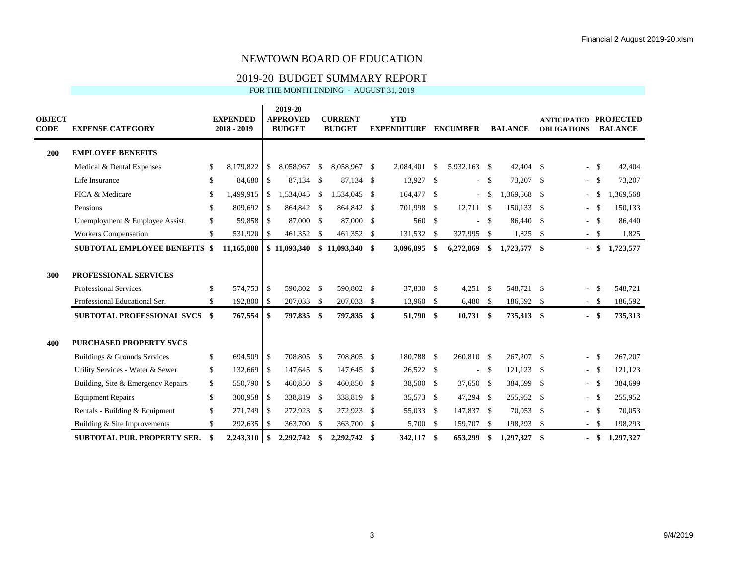# NEWTOWN BOARD OF EDUCATION

## 2019-20 BUDGET SUMMARY REPORT

FOR THE MONTH ENDING - AUGUST 31, 2019

| OBJECT CODE | EXPENSE CATEGORY | EXPENDED 2018 - 2019 | 2019-20 APPROVED BUDGET | CURRENT BUDGET | YTD EXPENDITURE | ENCUMBER | BALANCE | ANTICIPATED OBLIGATIONS | PROJECTED BALANCE |
|---|---|---|---|---|---|---|---|---|---|
| **200** | **EMPLOYEE BENEFITS** | | | | | | | | |
| | Medical & Dental Expenses | $ 8,179,822 | $ 8,058,967 | $ 8,058,967 | $ 2,084,401 | $ 5,932,163 | $ 42,404 | $ - | $ 42,404 |
| | Life Insurance | $ 84,680 | $ 87,134 | $ 87,134 | $ 13,927 | $ - | $ 73,207 | $ - | $ 73,207 |
| | FICA & Medicare | $ 1,499,915 | $ 1,534,045 | $ 1,534,045 | $ 164,477 | $ - | $ 1,369,568 | $ - | $ 1,369,568 |
| | Pensions | $ 809,692 | $ 864,842 | $ 864,842 | $ 701,998 | $ 12,711 | $ 150,133 | $ - | $ 150,133 |
| | Unemployment & Employee Assist. | $ 59,858 | $ 87,000 | $ 87,000 | $ 560 | $ - | $ 86,440 | $ - | $ 86,440 |
| | Workers Compensation | $ 531,920 | $ 461,352 | $ 461,352 | $ 131,532 | $ 327,995 | $ 1,825 | $ - | $ 1,825 |
| | **SUBTOTAL EMPLOYEE BENEFITS** | **$ 11,165,888** | **$ 11,093,340** | **$ 11,093,340** | **$ 3,096,895** | **$ 6,272,869** | **$ 1,723,577** | **$ -** | **$ 1,723,577** |
| **300** | **PROFESSIONAL SERVICES** | | | | | | | | |
| | Professional Services | $ 574,753 | $ 590,802 | $ 590,802 | $ 37,830 | $ 4,251 | $ 548,721 | $ - | $ 548,721 |
| | Professional Educational Ser. | $ 192,800 | $ 207,033 | $ 207,033 | $ 13,960 | $ 6,480 | $ 186,592 | $ - | $ 186,592 |
| | **SUBTOTAL PROFESSIONAL SVCS** | **$ 767,554** | **$ 797,835** | **$ 797,835** | **$ 51,790** | **$ 10,731** | **$ 735,313** | **$ -** | **$ 735,313** |
| **400** | **PURCHASED PROPERTY SVCS** | | | | | | | | |
| | Buildings & Grounds Services | $ 694,509 | $ 708,805 | $ 708,805 | $ 180,788 | $ 260,810 | $ 267,207 | $ - | $ 267,207 |
| | Utility Services - Water & Sewer | $ 132,669 | $ 147,645 | $ 147,645 | $ 26,522 | $ - | $ 121,123 | $ - | $ 121,123 |
| | Building, Site & Emergency Repairs | $ 550,790 | $ 460,850 | $ 460,850 | $ 38,500 | $ 37,650 | $ 384,699 | $ - | $ 384,699 |
| | Equipment Repairs | $ 300,958 | $ 338,819 | $ 338,819 | $ 35,573 | $ 47,294 | $ 255,952 | $ - | $ 255,952 |
| | Rentals - Building & Equipment | $ 271,749 | $ 272,923 | $ 272,923 | $ 55,033 | $ 147,837 | $ 70,053 | $ - | $ 70,053 |
| | Building & Site Improvements | $ 292,635 | $ 363,700 | $ 363,700 | $ 5,700 | $ 159,707 | $ 198,293 | $ - | $ 198,293 |
| | **SUBTOTAL PUR. PROPERTY SER.** | **$ 2,243,310** | **$ 2,292,742** | **$ 2,292,742** | **$ 342,117** | **$ 653,299** | **$ 1,297,327** | **$ -** | **$ 1,297,327** |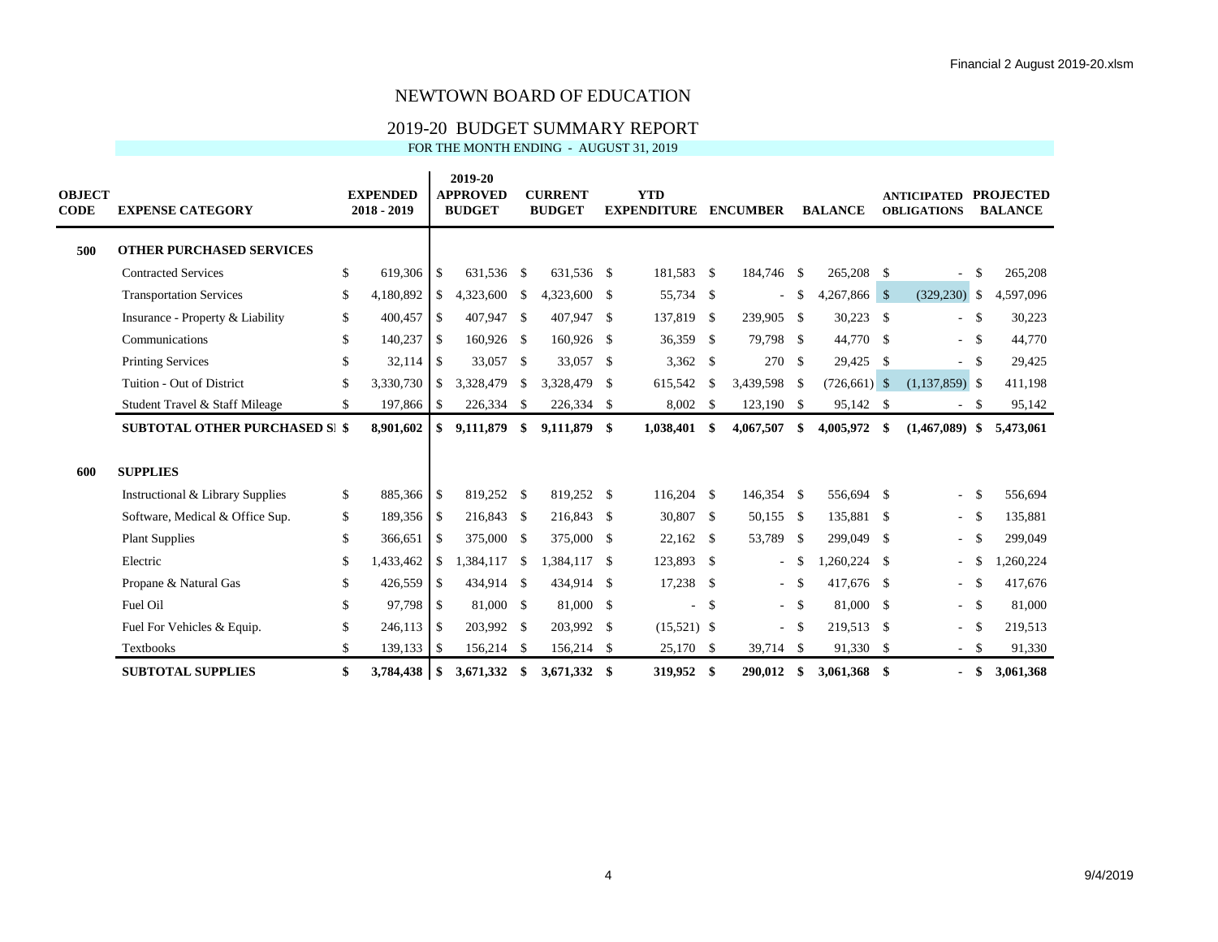# NEWTOWN BOARD OF EDUCATION

## 2019-20 BUDGET SUMMARY REPORT

FOR THE MONTH ENDING - AUGUST 31, 2019

| OBJECT CODE | EXPENSE CATEGORY | EXPENDED 2018 - 2019 | 2019-20 APPROVED BUDGET | CURRENT BUDGET | YTD EXPENDITURE | ENCUMBER | BALANCE | ANTICIPATED OBLIGATIONS | PROJECTED BALANCE |
|---|---|---|---|---|---|---|---|---|---|
| **500** | **OTHER PURCHASED SERVICES** | | | | | | | | |
| | Contracted Services | $ 619,306 | $ 631,536 | $ 631,536 | $ 181,583 | $ 184,746 | $ 265,208 | $ - | $ 265,208 |
| | Transportation Services | $ 4,180,892 | $ 4,323,600 | $ 4,323,600 | $ 55,734 | $ - | $ 4,267,866 | $ (329,230) | $ 4,597,096 |
| | Insurance - Property & Liability | $ 400,457 | $ 407,947 | $ 407,947 | $ 137,819 | $ 239,905 | $ 30,223 | $ - | $ 30,223 |
| | Communications | $ 140,237 | $ 160,926 | $ 160,926 | $ 36,359 | $ 79,798 | $ 44,770 | $ - | $ 44,770 |
| | Printing Services | $ 32,114 | $ 33,057 | $ 33,057 | $ 3,362 | $ 270 | $ 29,425 | $ - | $ 29,425 |
| | Tuition - Out of District | $ 3,330,730 | $ 3,328,479 | $ 3,328,479 | $ 615,542 | $ 3,439,598 | $ (726,661) | $ (1,137,859) | $ 411,198 |
| | Student Travel & Staff Mileage | $ 197,866 | $ 226,334 | $ 226,334 | $ 8,002 | $ 123,190 | $ 95,142 | $ - | $ 95,142 |
| | **SUBTOTAL OTHER PURCHASED SI** | **$ 8,901,602** | **$ 9,111,879** | **$ 9,111,879** | **$ 1,038,401** | **$ 4,067,507** | **$ 4,005,972** | **$ (1,467,089)** | **$ 5,473,061** |
| **600** | **SUPPLIES** | | | | | | | | |
| | Instructional & Library Supplies | $ 885,366 | $ 819,252 | $ 819,252 | $ 116,204 | $ 146,354 | $ 556,694 | $ - | $ 556,694 |
| | Software, Medical & Office Sup. | $ 189,356 | $ 216,843 | $ 216,843 | $ 30,807 | $ 50,155 | $ 135,881 | $ - | $ 135,881 |
| | Plant Supplies | $ 366,651 | $ 375,000 | $ 375,000 | $ 22,162 | $ 53,789 | $ 299,049 | $ - | $ 299,049 |
| | Electric | $ 1,433,462 | $ 1,384,117 | $ 1,384,117 | $ 123,893 | $ - | $ 1,260,224 | $ - | $ 1,260,224 |
| | Propane & Natural Gas | $ 426,559 | $ 434,914 | $ 434,914 | $ 17,238 | $ - | $ 417,676 | $ - | $ 417,676 |
| | Fuel Oil | $ 97,798 | $ 81,000 | $ 81,000 | $ - | $ - | $ 81,000 | $ - | $ 81,000 |
| | Fuel For Vehicles & Equip. | $ 246,113 | $ 203,992 | $ 203,992 | $ (15,521) | $ - | $ 219,513 | $ - | $ 219,513 |
| | Textbooks | $ 139,133 | $ 156,214 | $ 156,214 | $ 25,170 | $ 39,714 | $ 91,330 | $ - | $ 91,330 |
| | **SUBTOTAL SUPPLIES** | **$ 3,784,438** | **$ 3,671,332** | **$ 3,671,332** | **$ 319,952** | **$ 290,012** | **$ 3,061,368** | **$ -** | **$ 3,061,368** |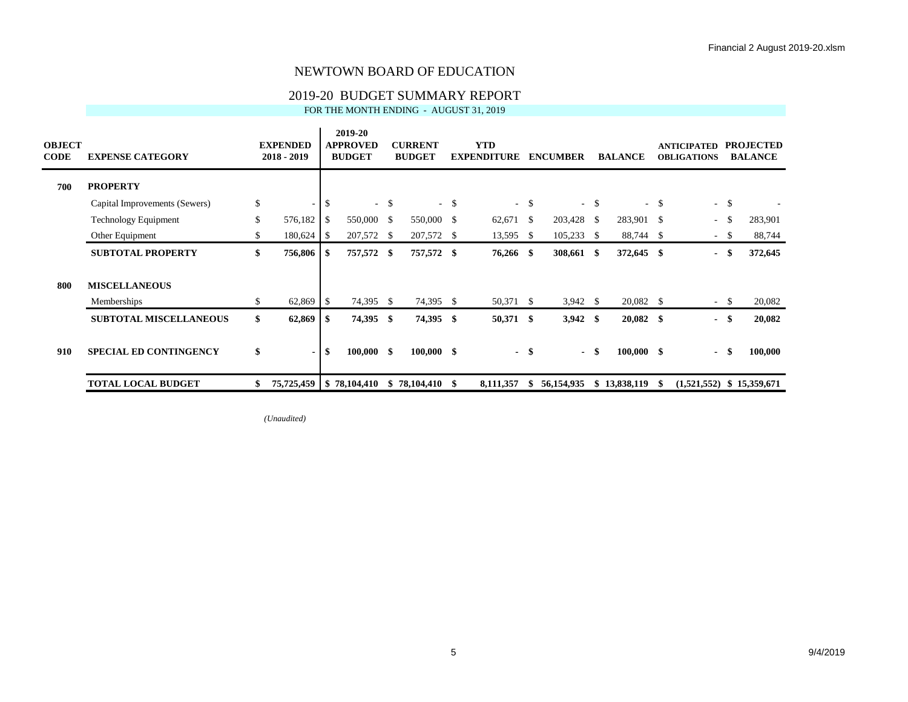# NEWTOWN BOARD OF EDUCATION

## 2019-20 BUDGET SUMMARY REPORT

FOR THE MONTH ENDING - AUGUST 31, 2019

| OBJECT CODE | EXPENSE CATEGORY | EXPENDED 2018 - 2019 | 2019-20 APPROVED BUDGET | CURRENT BUDGET | YTD EXPENDITURE | ENCUMBER | BALANCE | ANTICIPATED OBLIGATIONS | PROJECTED BALANCE |
|---|---|---|---|---|---|---|---|---|---|
| **700** | **PROPERTY** | | | | | | | | |
| | Capital Improvements (Sewers) | $ - | $ - | $ - | $ - | $ - | $ - | $ - | $ - |
| | Technology Equipment | $ 576,182 | $ 550,000 | $ 550,000 | $ 62,671 | $ 203,428 | $ 283,901 | $ - | $ 283,901 |
| | Other Equipment | $ 180,624 | $ 207,572 | $ 207,572 | $ 13,595 | $ 105,233 | $ 88,744 | $ - | $ 88,744 |
| | **SUBTOTAL PROPERTY** | **$ 756,806** | **$ 757,572** | **$ 757,572** | **$ 76,266** | **$ 308,661** | **$ 372,645** | **$ -** | **$ 372,645** |
| **800** | **MISCELLANEOUS** | | | | | | | | |
| | Memberships | $ 62,869 | $ 74,395 | $ 74,395 | $ 50,371 | $ 3,942 | $ 20,082 | $ - | $ 20,082 |
| | **SUBTOTAL MISCELLANEOUS** | **$ 62,869** | **$ 74,395** | **$ 74,395** | **$ 50,371** | **$ 3,942** | **$ 20,082** | **$ -** | **$ 20,082** |
| **910** | **SPECIAL ED CONTINGENCY** | **$ -** | **$ 100,000** | **$ 100,000** | **$ -** | **$ -** | **$ 100,000** | **$ -** | **$ 100,000** |
| | **TOTAL LOCAL BUDGET** | **$ 75,725,459** | **$ 78,104,410** | **$ 78,104,410** | **$ 8,111,357** | **$ 56,154,935** | **$ 13,838,119** | **$ (1,521,552)** | **$ 15,359,671** |

*(Unaudited)*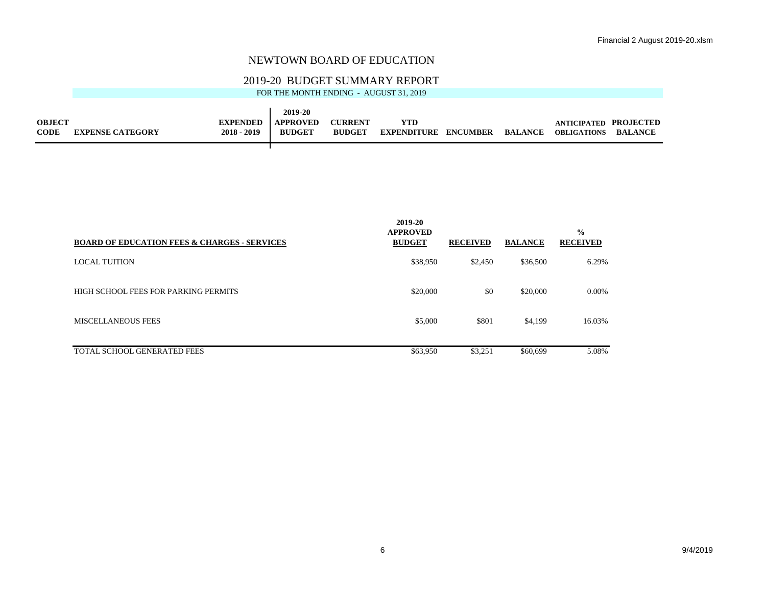# NEWTOWN BOARD OF EDUCATION

## 2019-20 BUDGET SUMMARY REPORT

FOR THE MONTH ENDING - AUGUST 31, 2019

| OBJECT CODE | EXPENSE CATEGORY | EXPENDED 2018 - 2019 | 2019-20 APPROVED BUDGET | CURRENT BUDGET | YTD EXPENDITURE | ENCUMBER | BALANCE | ANTICIPATED OBLIGATIONS | PROJECTED BALANCE |
|---|---|---|---|---|---|---|---|---|---|

| BOARD OF EDUCATION FEES & CHARGES - SERVICES | 2019-20 APPROVED BUDGET | RECEIVED | BALANCE | % RECEIVED |
|---|---|---|---|---|
| LOCAL TUITION | $38,950 | $2,450 | $36,500 | 6.29% |
| HIGH SCHOOL FEES FOR PARKING PERMITS | $20,000 | $0 | $20,000 | 0.00% |
| MISCELLANEOUS FEES | $5,000 | $801 | $4,199 | 16.03% |
| TOTAL SCHOOL GENERATED FEES | $63,950 | $3,251 | $60,699 | 5.08% |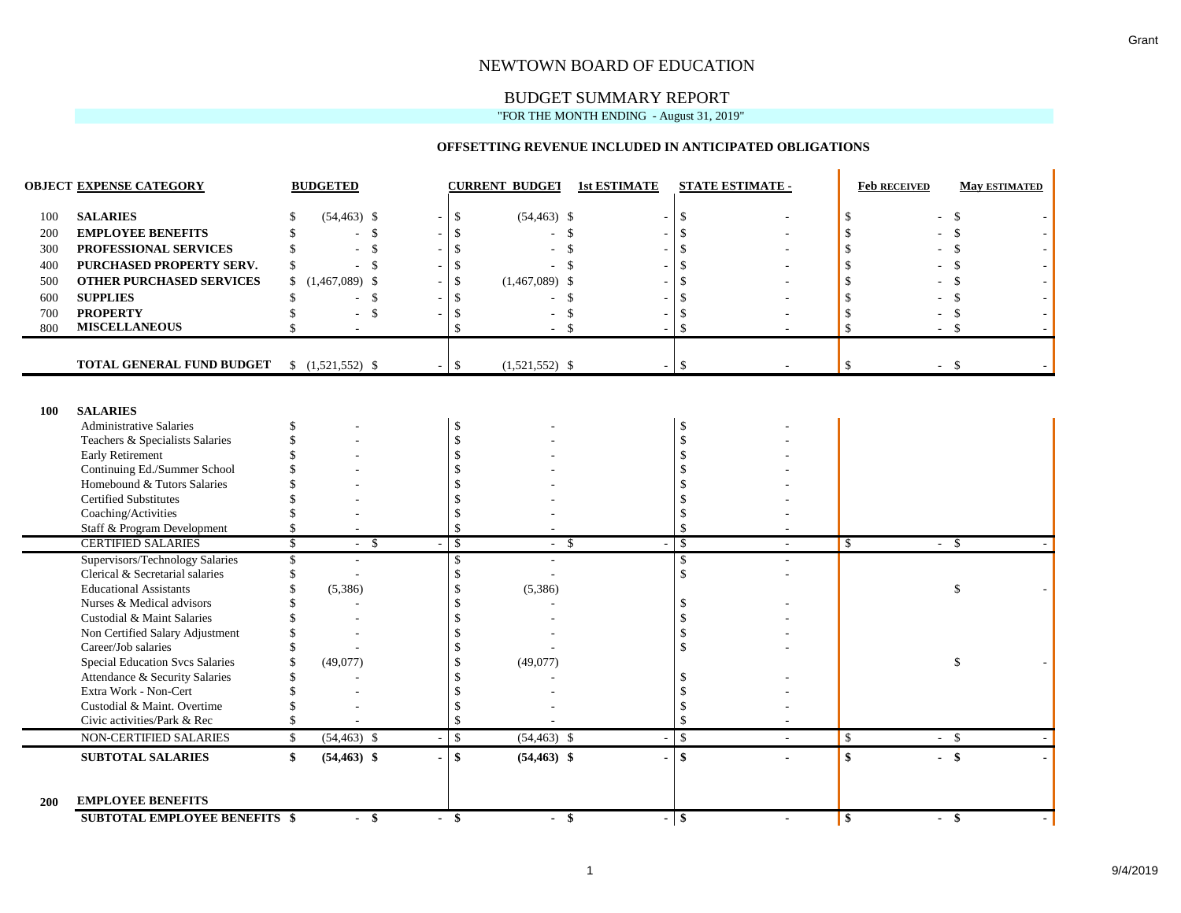# NEWTOWN BOARD OF EDUCATION

## BUDGET SUMMARY REPORT

"FOR THE MONTH ENDING - August 31, 2019"

### OFFSETTING REVENUE INCLUDED IN ANTICIPATED OBLIGATIONS

| OBJECT | EXPENSE CATEGORY | BUDGETED | | CURRENT BUDGET | 1st ESTIMATE | STATE ESTIMATE - | Feb RECEIVED | May ESTIMATED |
|---|---|---|---|---|---|---|---|---|
| 100 | **SALARIES** | $ (54,463) | $ - | $ (54,463) | $ - | $ - | $ - | $ - |
| 200 | **EMPLOYEE BENEFITS** | $ - | $ - | $ - | $ - | $ - | $ - | $ - |
| 300 | **PROFESSIONAL SERVICES** | $ - | $ - | $ - | $ - | $ - | $ - | $ - |
| 400 | **PURCHASED PROPERTY SERV.** | $ - | $ - | $ - | $ - | $ - | $ - | $ - |
| 500 | **OTHER PURCHASED SERVICES** | $ (1,467,089) | $ - | $ (1,467,089) | $ - | $ - | $ - | $ - |
| 600 | **SUPPLIES** | $ - | $ - | $ - | $ - | $ - | $ - | $ - |
| 700 | **PROPERTY** | $ - | $ - | $ - | $ - | $ - | $ - | $ - |
| 800 | **MISCELLANEOUS** | $ - | | $ - | $ - | $ - | $ - | $ - |
| | **TOTAL GENERAL FUND BUDGET** | $ (1,521,552) | $ - | $ (1,521,552) | $ - | $ - | $ - | $ - |
| **100** | **SALARIES** | | | | | | | |
| | Administrative Salaries | $ - | | $ - | | $ - | | |
| | Teachers & Specialists Salaries | $ - | | $ - | | $ - | | |
| | Early Retirement | $ - | | $ - | | $ - | | |
| | Continuing Ed./Summer School | $ - | | $ - | | $ - | | |
| | Homebound & Tutors Salaries | $ - | | $ - | | $ - | | |
| | Certified Substitutes | $ - | | $ - | | $ - | | |
| | Coaching/Activities | $ - | | $ - | | $ - | | |
| | Staff & Program Development | $ - | | $ - | | $ - | | |
| | CERTIFIED SALARIES | $ - | $ - | $ - | $ - | $ - | $ - | $ - |
| | Supervisors/Technology Salaries | $ - | | $ - | | $ - | | |
| | Clerical & Secretarial salaries | $ - | | $ - | | $ - | | |
| | Educational Assistants | $ (5,386) | | $ (5,386) | | | | $ - |
| | Nurses & Medical advisors | $ - | | $ - | | $ - | | |
| | Custodial & Maint Salaries | $ - | | $ - | | $ - | | |
| | Non Certified Salary Adjustment | $ - | | $ - | | $ - | | |
| | Career/Job salaries | $ - | | $ - | | $ - | | |
| | Special Education Svcs Salaries | $ (49,077) | | $ (49,077) | | | | $ - |
| | Attendance & Security Salaries | $ - | | $ - | | $ - | | |
| | Extra Work - Non-Cert | $ - | | $ - | | $ - | | |
| | Custodial & Maint. Overtime | $ - | | $ - | | $ - | | |
| | Civic activities/Park & Rec | $ - | | $ - | | $ - | | |
| | NON-CERTIFIED SALARIES | $ (54,463) | $ - | $ (54,463) | $ - | $ - | $ - | $ - |
| | **SUBTOTAL SALARIES** | **$ (54,463)** | **$ -** | **$ (54,463)** | **$ -** | **$ -** | **$ -** | **$ -** |
| **200** | **EMPLOYEE BENEFITS** | | | | | | | |
| | **SUBTOTAL EMPLOYEE BENEFITS** | **$ -** | **$ -** | **$ -** | **$ -** | **$ -** | **$ -** | **$ -** |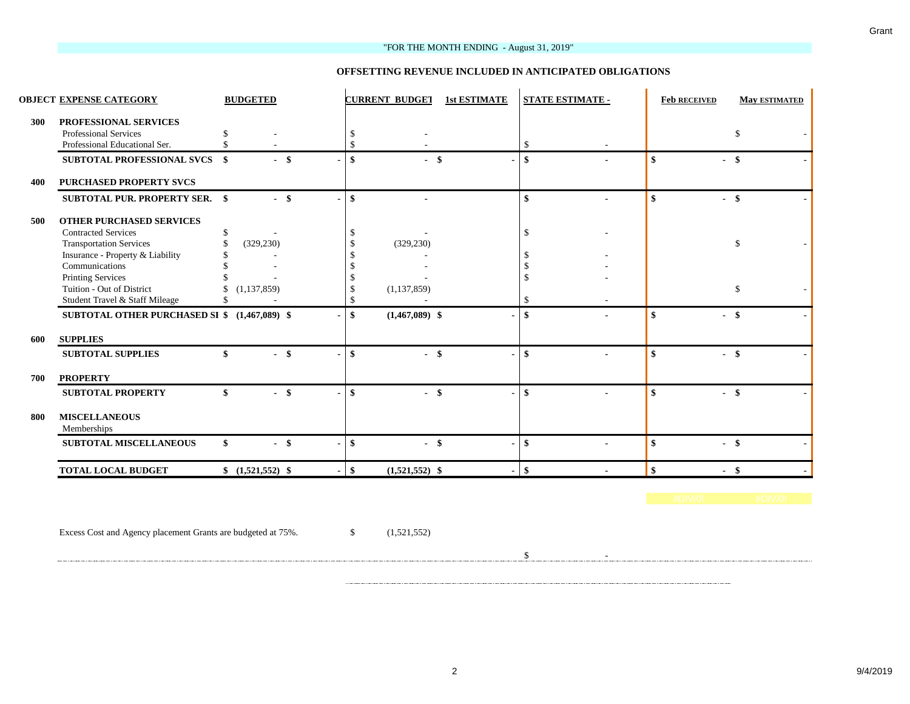"FOR THE MONTH ENDING - August 31, 2019"

**OFFSETTING REVENUE INCLUDED IN ANTICIPATED OBLIGATIONS**

| OBJECT | EXPENSE CATEGORY | BUDGETED | | CURRENT BUDGET | 1st ESTIMATE | STATE ESTIMATE - | Feb RECEIVED | May ESTIMATED |
|---|---|---|---|---|---|---|---|---|
| 300 | **PROFESSIONAL SERVICES** | | | | | | | |
| | Professional Services | $ - | | $ - | | | | $ - |
| | Professional Educational Ser. | $ - | | $ - | | $ - | | |
| | **SUBTOTAL PROFESSIONAL SVCS** | **$ -** | **$ -** | **$ -** | **$ -** | **$ -** | **$ -** | **$ -** |
| 400 | **PURCHASED PROPERTY SVCS** | | | | | | | |
| | **SUBTOTAL PUR. PROPERTY SER.** | **$ -** | **$ -** | **$ -** | | **$ -** | **$ -** | **$ -** |
| 500 | **OTHER PURCHASED SERVICES** | | | | | | | |
| | Contracted Services | $ - | | $ - | | $ - | | |
| | Transportation Services | $ (329,230) | | $ (329,230) | | | | $ - |
| | Insurance - Property & Liability | $ - | | $ - | | $ - | | |
| | Communications | $ - | | $ - | | $ - | | |
| | Printing Services | $ - | | $ - | | $ - | | |
| | Tuition - Out of District | $ (1,137,859) | | $ (1,137,859) | | | | $ - |
| | Student Travel & Staff Mileage | $ - | | $ - | | $ - | | |
| | **SUBTOTAL OTHER PURCHASED SI** | **$ (1,467,089)** | **$ -** | **$ (1,467,089)** | **$ -** | **$ -** | **$ -** | **$ -** |
| 600 | **SUPPLIES** | | | | | | | |
| | **SUBTOTAL SUPPLIES** | **$ -** | **$ -** | **$ -** | **$ -** | **$ -** | **$ -** | **$ -** |
| 700 | **PROPERTY** | | | | | | | |
| | **SUBTOTAL PROPERTY** | **$ -** | **$ -** | **$ -** | **$ -** | **$ -** | **$ -** | **$ -** |
| 800 | **MISCELLANEOUS** | | | | | | | |
| | Memberships | | | | | | | |
| | **SUBTOTAL MISCELLANEOUS** | **$ -** | **$ -** | **$ -** | **$ -** | **$ -** | **$ -** | **$ -** |
| | **TOTAL LOCAL BUDGET** | **$ (1,521,552)** | **$ -** | **$ (1,521,552)** | **$ -** | **$ -** | **$ -** | **$ -** |
| | | | | | | | #DIV/0! | #DIV/0! |

Excess Cost and Agency placement Grants are budgeted at 75%. $ (1,521,552)

$ -